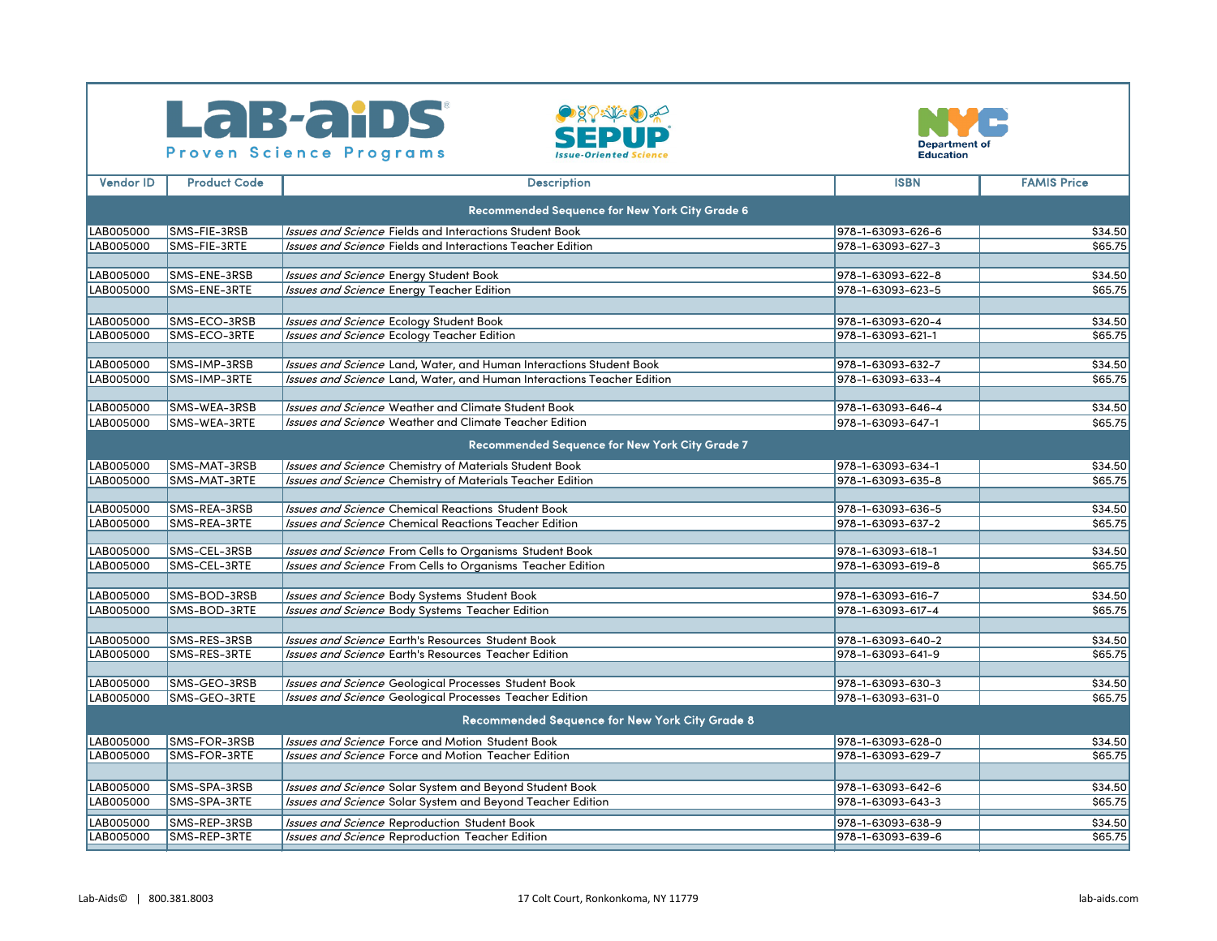Lab-aiDS® Proven Science Programs

SEPUP Issue-Oriented Science

NYC Department of Education

| Vendor ID | Product Code | Description | ISBN | FAMIS Price |
|---|---|---|---|---|
| **Recommended Sequence for New York City Grade 6** | | | | |
| LAB005000 | SMS-FIE-3RSB | *Issues and Science* Fields and Interactions Student Book | 978-1-63093-626-6 | $34.50 |
| LAB005000 | SMS-FIE-3RTE | *Issues and Science* Fields and Interactions Teacher Edition | 978-1-63093-627-3 | $65.75 |
| | | | | |
| LAB005000 | SMS-ENE-3RSB | *Issues and Science* Energy Student Book | 978-1-63093-622-8 | $34.50 |
| LAB005000 | SMS-ENE-3RTE | *Issues and Science* Energy Teacher Edition | 978-1-63093-623-5 | $65.75 |
| | | | | |
| LAB005000 | SMS-ECO-3RSB | *Issues and Science* Ecology Student Book | 978-1-63093-620-4 | $34.50 |
| LAB005000 | SMS-ECO-3RTE | *Issues and Science* Ecology Teacher Edition | 978-1-63093-621-1 | $65.75 |
| | | | | |
| LAB005000 | SMS-IMP-3RSB | *Issues and Science* Land, Water, and Human Interactions Student Book | 978-1-63093-632-7 | $34.50 |
| LAB005000 | SMS-IMP-3RTE | *Issues and Science* Land, Water, and Human Interactions Teacher Edition | 978-1-63093-633-4 | $65.75 |
| | | | | |
| LAB005000 | SMS-WEA-3RSB | *Issues and Science* Weather and Climate Student Book | 978-1-63093-646-4 | $34.50 |
| LAB005000 | SMS-WEA-3RTE | *Issues and Science* Weather and Climate Teacher Edition | 978-1-63093-647-1 | $65.75 |
| **Recommended Sequence for New York City Grade 7** | | | | |
| LAB005000 | SMS-MAT-3RSB | *Issues and Science* Chemistry of Materials Student Book | 978-1-63093-634-1 | $34.50 |
| LAB005000 | SMS-MAT-3RTE | *Issues and Science* Chemistry of Materials Teacher Edition | 978-1-63093-635-8 | $65.75 |
| | | | | |
| LAB005000 | SMS-REA-3RSB | *Issues and Science* Chemical Reactions Student Book | 978-1-63093-636-5 | $34.50 |
| LAB005000 | SMS-REA-3RTE | *Issues and Science* Chemical Reactions Teacher Edition | 978-1-63093-637-2 | $65.75 |
| | | | | |
| LAB005000 | SMS-CEL-3RSB | *Issues and Science* From Cells to Organisms Student Book | 978-1-63093-618-1 | $34.50 |
| LAB005000 | SMS-CEL-3RTE | *Issues and Science* From Cells to Organisms Teacher Edition | 978-1-63093-619-8 | $65.75 |
| | | | | |
| LAB005000 | SMS-BOD-3RSB | *Issues and Science* Body Systems Student Book | 978-1-63093-616-7 | $34.50 |
| LAB005000 | SMS-BOD-3RTE | *Issues and Science* Body Systems Teacher Edition | 978-1-63093-617-4 | $65.75 |
| | | | | |
| LAB005000 | SMS-RES-3RSB | *Issues and Science* Earth's Resources Student Book | 978-1-63093-640-2 | $34.50 |
| LAB005000 | SMS-RES-3RTE | *Issues and Science* Earth's Resources Teacher Edition | 978-1-63093-641-9 | $65.75 |
| | | | | |
| LAB005000 | SMS-GEO-3RSB | *Issues and Science* Geological Processes Student Book | 978-1-63093-630-3 | $34.50 |
| LAB005000 | SMS-GEO-3RTE | *Issues and Science* Geological Processes Teacher Edition | 978-1-63093-631-0 | $65.75 |
| **Recommended Sequence for New York City Grade 8** | | | | |
| LAB005000 | SMS-FOR-3RSB | *Issues and Science* Force and Motion Student Book | 978-1-63093-628-0 | $34.50 |
| LAB005000 | SMS-FOR-3RTE | *Issues and Science* Force and Motion Teacher Edition | 978-1-63093-629-7 | $65.75 |
| | | | | |
| LAB005000 | SMS-SPA-3RSB | *Issues and Science* Solar System and Beyond Student Book | 978-1-63093-642-6 | $34.50 |
| LAB005000 | SMS-SPA-3RTE | *Issues and Science* Solar System and Beyond Teacher Edition | 978-1-63093-643-3 | $65.75 |
| | | | | |
| LAB005000 | SMS-REP-3RSB | *Issues and Science* Reproduction Student Book | 978-1-63093-638-9 | $34.50 |
| LAB005000 | SMS-REP-3RTE | *Issues and Science* Reproduction Teacher Edition | 978-1-63093-639-6 | $65.75 |

Lab-Aids© | 800.381.8003 17 Colt Court, Ronkonkoma, NY 11779 lab-aids.com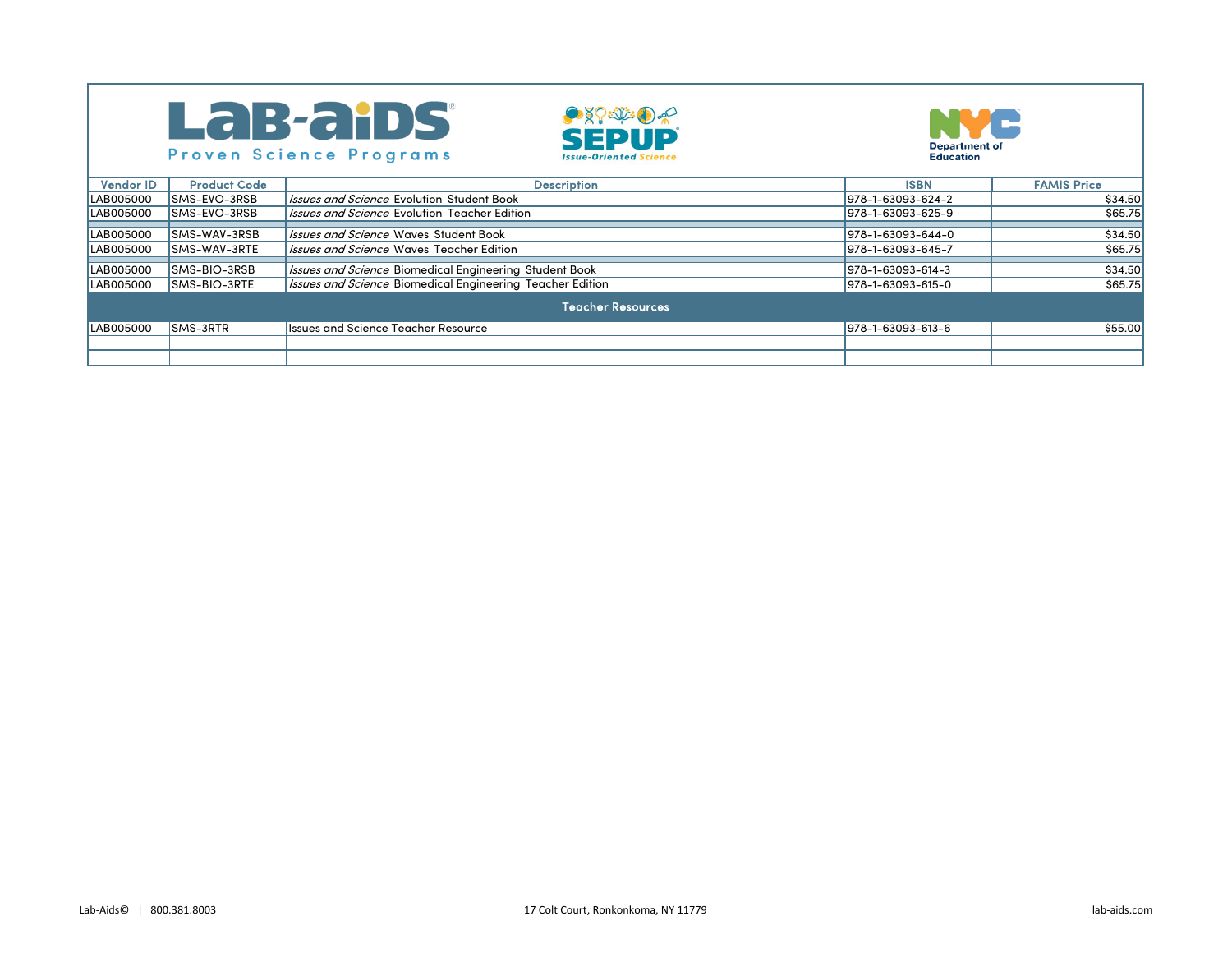| Vendor ID | Product Code | Description | ISBN | FAMIS Price |
|---|---|---|---|---|
| LAB005000 | SMS-EVO-3RSB | *Issues and Science* Evolution Student Book | 978-1-63093-624-2 | $34.50 |
| LAB005000 | SMS-EVO-3RSB | *Issues and Science* Evolution Teacher Edition | 978-1-63093-625-9 | $65.75 |
| | | | | |
| LAB005000 | SMS-WAV-3RSB | *Issues and Science* Waves Student Book | 978-1-63093-644-0 | $34.50 |
| LAB005000 | SMS-WAV-3RTE | *Issues and Science* Waves Teacher Edition | 978-1-63093-645-7 | $65.75 |
| | | | | |
| LAB005000 | SMS-BIO-3RSB | *Issues and Science* Biomedical Engineering Student Book | 978-1-63093-614-3 | $34.50 |
| LAB005000 | SMS-BIO-3RTE | *Issues and Science* Biomedical Engineering Teacher Edition | 978-1-63093-615-0 | $65.75 |
| **Teacher Resources** | | | | |
| LAB005000 | SMS-3RTR | Issues and Science Teacher Resource | 978-1-63093-613-6 | $55.00 |
| | | | | |
| | | | | |

Lab-Aids© | 800.381.8003 17 Colt Court, Ronkonkoma, NY 11779 lab-aids.com